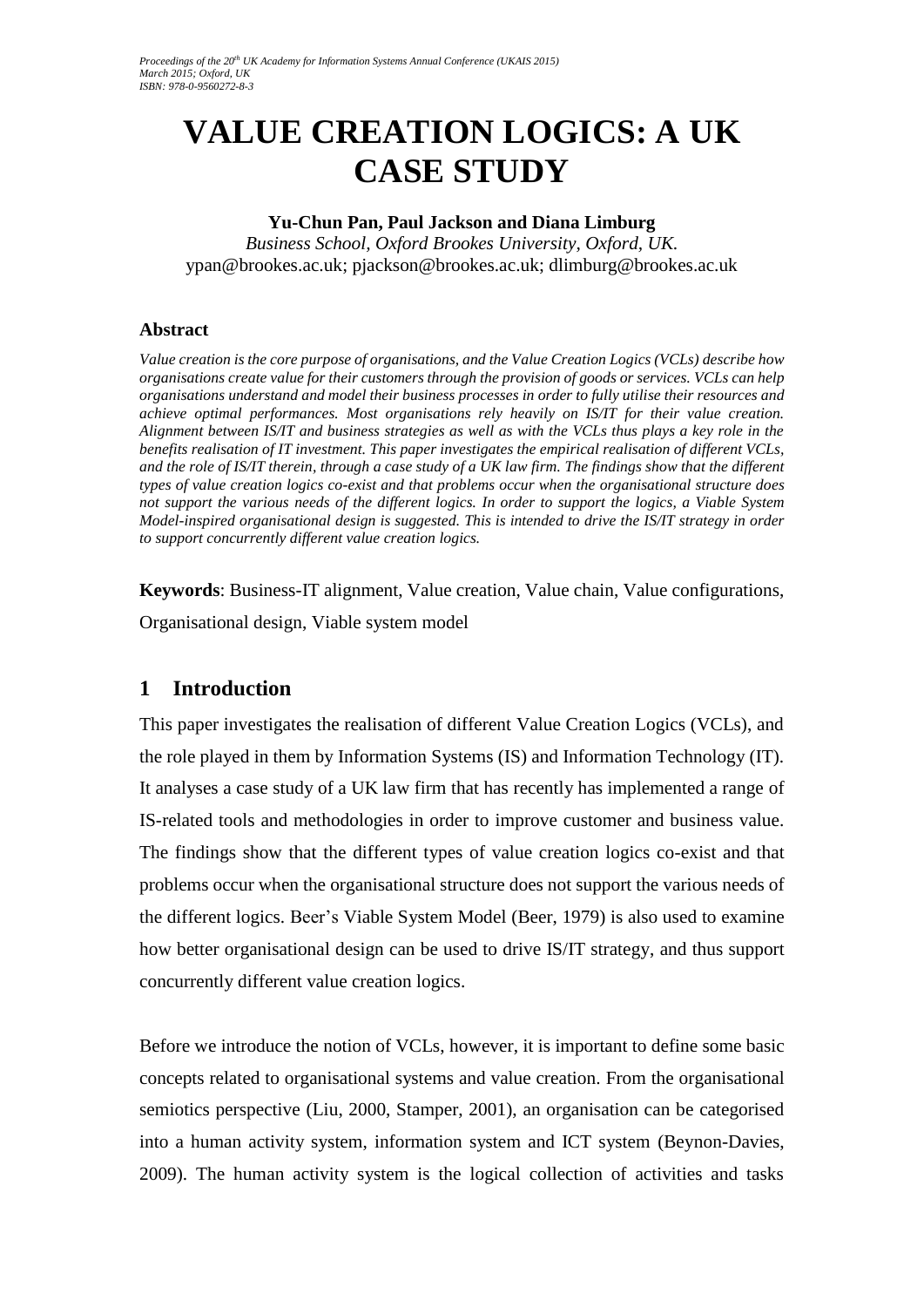# VALUE CREATION LOGICS: A UK CASE STUDY

**Yu-Chun Pan, Paul Jackson and Diana Limburg**

*Business School, Oxford Brookes University, Oxford, UK.*

ypan@brookes.ac.uk; pjackson@brookes.ac.uk; dlimburg@brookes.ac.uk

### Abstract

*Value creation is the core purpose of organisations, and the Value Creation Logics (VCLs) describe how organisations create value for their customers through the provision of goods or services. VCLs can help organisations understand and model their business processes in order to fully utilise their resources and achieve optimal performances. Most organisations rely heavily on IS/IT for their value creation. Alignment between IS/IT and business strategies as well as with the VCLs thus plays a key role in the benefits realisation of IT investment. This paper investigates the empirical realisation of different VCLs, and the role of IS/IT therein, through a case study of a UK law firm. The findings show that the different types of value creation logics co-exist and that problems occur when the organisational structure does not support the various needs of the different logics. In order to support the logics, a Viable System Model-inspired organisational design is suggested. This is intended to drive the IS/IT strategy in order to support concurrently different value creation logics.*

**Keywords**: Business-IT alignment, Value creation, Value chain, Value configurations, Organisational design, Viable system model

## 1 Introduction

This paper investigates the realisation of different Value Creation Logics (VCLs), and the role played in them by Information Systems (IS) and Information Technology (IT). It analyses a case study of a UK law firm that has recently has implemented a range of IS-related tools and methodologies in order to improve customer and business value. The findings show that the different types of value creation logics co-exist and that problems occur when the organisational structure does not support the various needs of the different logics. Beer's Viable System Model (Beer, 1979) is also used to examine how better organisational design can be used to drive IS/IT strategy, and thus support concurrently different value creation logics.

Before we introduce the notion of VCLs, however, it is important to define some basic concepts related to organisational systems and value creation. From the organisational semiotics perspective (Liu, 2000, Stamper, 2001), an organisation can be categorised into a human activity system, information system and ICT system (Beynon-Davies, 2009). The human activity system is the logical collection of activities and tasks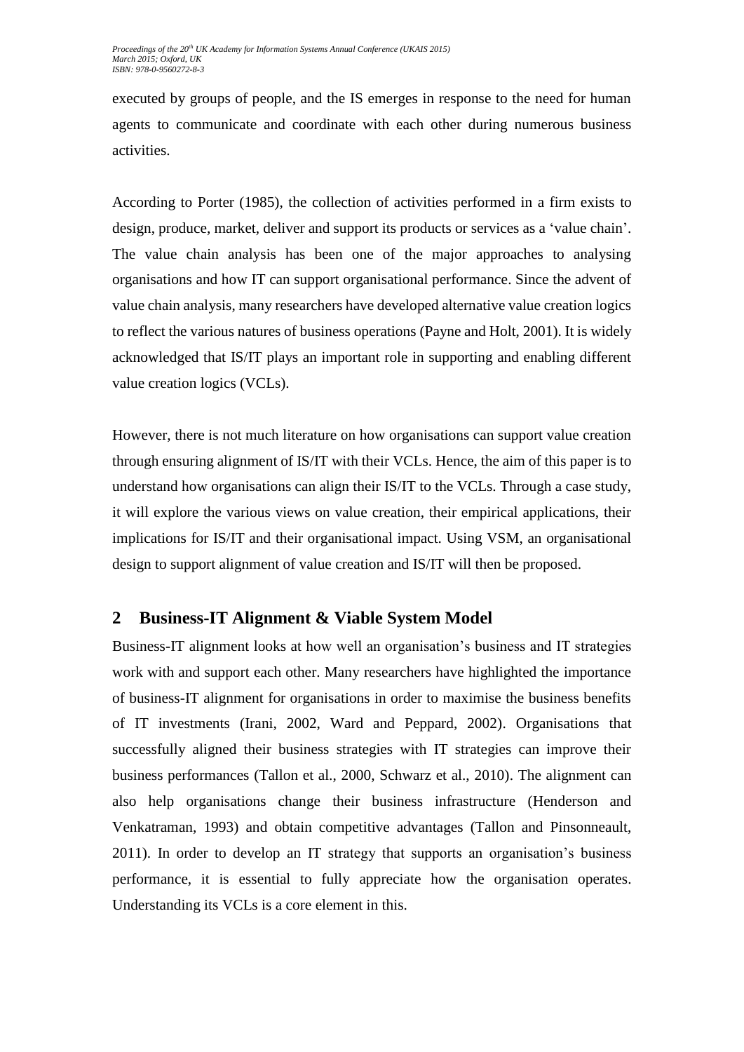executed by groups of people, and the IS emerges in response to the need for human agents to communicate and coordinate with each other during numerous business activities.

According to Porter (1985), the collection of activities performed in a firm exists to design, produce, market, deliver and support its products or services as a 'value chain'. The value chain analysis has been one of the major approaches to analysing organisations and how IT can support organisational performance. Since the advent of value chain analysis, many researchers have developed alternative value creation logics to reflect the various natures of business operations (Payne and Holt, 2001). It is widely acknowledged that IS/IT plays an important role in supporting and enabling different value creation logics (VCLs).

However, there is not much literature on how organisations can support value creation through ensuring alignment of IS/IT with their VCLs. Hence, the aim of this paper is to understand how organisations can align their IS/IT to the VCLs. Through a case study, it will explore the various views on value creation, their empirical applications, their implications for IS/IT and their organisational impact. Using VSM, an organisational design to support alignment of value creation and IS/IT will then be proposed.

## 2 Business-IT Alignment & Viable System Model

Business-IT alignment looks at how well an organisation's business and IT strategies work with and support each other. Many researchers have highlighted the importance of business-IT alignment for organisations in order to maximise the business benefits of IT investments (Irani, 2002, Ward and Peppard, 2002). Organisations that successfully aligned their business strategies with IT strategies can improve their business performances (Tallon et al., 2000, Schwarz et al., 2010). The alignment can also help organisations change their business infrastructure (Henderson and Venkatraman, 1993) and obtain competitive advantages (Tallon and Pinsonneault, 2011). In order to develop an IT strategy that supports an organisation's business performance, it is essential to fully appreciate how the organisation operates. Understanding its VCLs is a core element in this.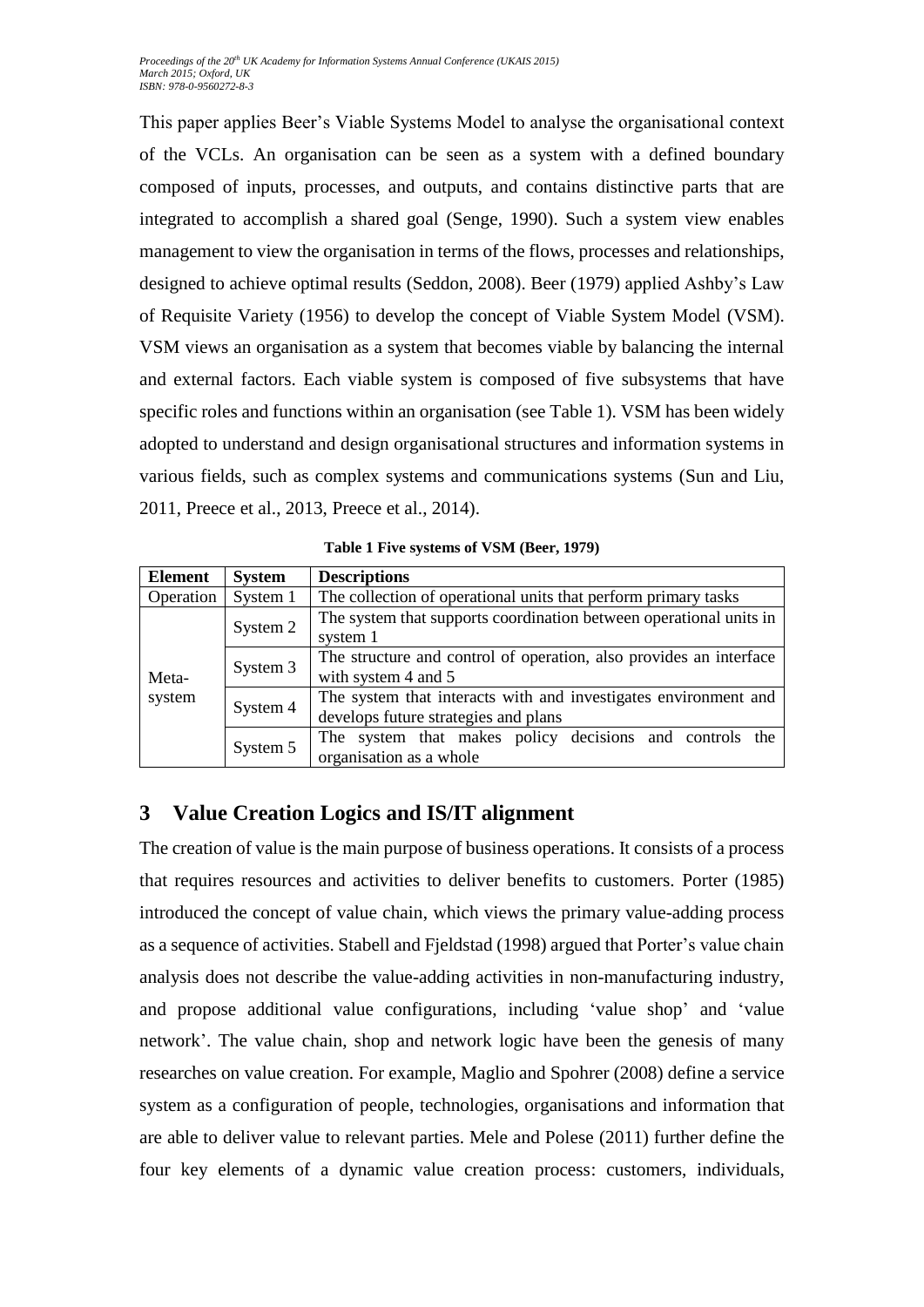This paper applies Beer's Viable Systems Model to analyse the organisational context of the VCLs. An organisation can be seen as a system with a defined boundary composed of inputs, processes, and outputs, and contains distinctive parts that are integrated to accomplish a shared goal (Senge, 1990). Such a system view enables management to view the organisation in terms of the flows, processes and relationships, designed to achieve optimal results (Seddon, 2008). Beer (1979) applied Ashby's Law of Requisite Variety (1956) to develop the concept of Viable System Model (VSM). VSM views an organisation as a system that becomes viable by balancing the internal and external factors. Each viable system is composed of five subsystems that have specific roles and functions within an organisation (see Table 1). VSM has been widely adopted to understand and design organisational structures and information systems in various fields, such as complex systems and communications systems (Sun and Liu, 2011, Preece et al., 2013, Preece et al., 2014).

**Table 1 Five systems of VSM (Beer, 1979)**

| Element | System | Descriptions |
|---|---|---|
| Operation | System 1 | The collection of operational units that perform primary tasks |
| Meta-system | System 2 | The system that supports coordination between operational units in system 1 |
| | System 3 | The structure and control of operation, also provides an interface with system 4 and 5 |
| | System 4 | The system that interacts with and investigates environment and develops future strategies and plans |
| | System 5 | The system that makes policy decisions and controls the organisation as a whole |

## 3 Value Creation Logics and IS/IT alignment

The creation of value is the main purpose of business operations. It consists of a process that requires resources and activities to deliver benefits to customers. Porter (1985) introduced the concept of value chain, which views the primary value-adding process as a sequence of activities. Stabell and Fjeldstad (1998) argued that Porter's value chain analysis does not describe the value-adding activities in non-manufacturing industry, and propose additional value configurations, including 'value shop' and 'value network'. The value chain, shop and network logic have been the genesis of many researches on value creation. For example, Maglio and Spohrer (2008) define a service system as a configuration of people, technologies, organisations and information that are able to deliver value to relevant parties. Mele and Polese (2011) further define the four key elements of a dynamic value creation process: customers, individuals,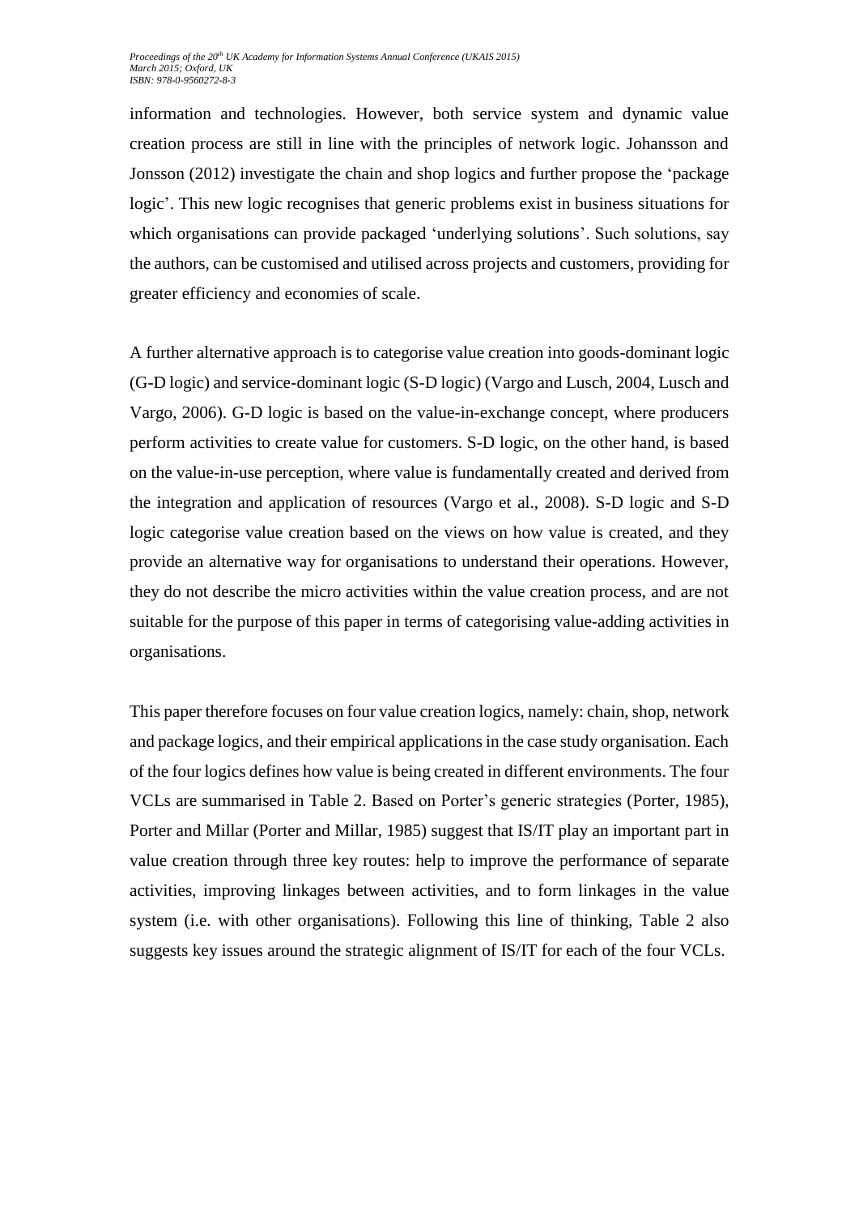information and technologies. However, both service system and dynamic value creation process are still in line with the principles of network logic. Johansson and Jonsson (2012) investigate the chain and shop logics and further propose the 'package logic'. This new logic recognises that generic problems exist in business situations for which organisations can provide packaged 'underlying solutions'. Such solutions, say the authors, can be customised and utilised across projects and customers, providing for greater efficiency and economies of scale.

A further alternative approach is to categorise value creation into goods-dominant logic (G-D logic) and service-dominant logic (S-D logic) (Vargo and Lusch, 2004, Lusch and Vargo, 2006). G-D logic is based on the value-in-exchange concept, where producers perform activities to create value for customers. S-D logic, on the other hand, is based on the value-in-use perception, where value is fundamentally created and derived from the integration and application of resources (Vargo et al., 2008). S-D logic and S-D logic categorise value creation based on the views on how value is created, and they provide an alternative way for organisations to understand their operations. However, they do not describe the micro activities within the value creation process, and are not suitable for the purpose of this paper in terms of categorising value-adding activities in organisations.

This paper therefore focuses on four value creation logics, namely: chain, shop, network and package logics, and their empirical applications in the case study organisation. Each of the four logics defines how value is being created in different environments. The four VCLs are summarised in Table 2. Based on Porter's generic strategies (Porter, 1985), Porter and Millar (Porter and Millar, 1985) suggest that IS/IT play an important part in value creation through three key routes: help to improve the performance of separate activities, improving linkages between activities, and to form linkages in the value system (i.e. with other organisations). Following this line of thinking, Table 2 also suggests key issues around the strategic alignment of IS/IT for each of the four VCLs.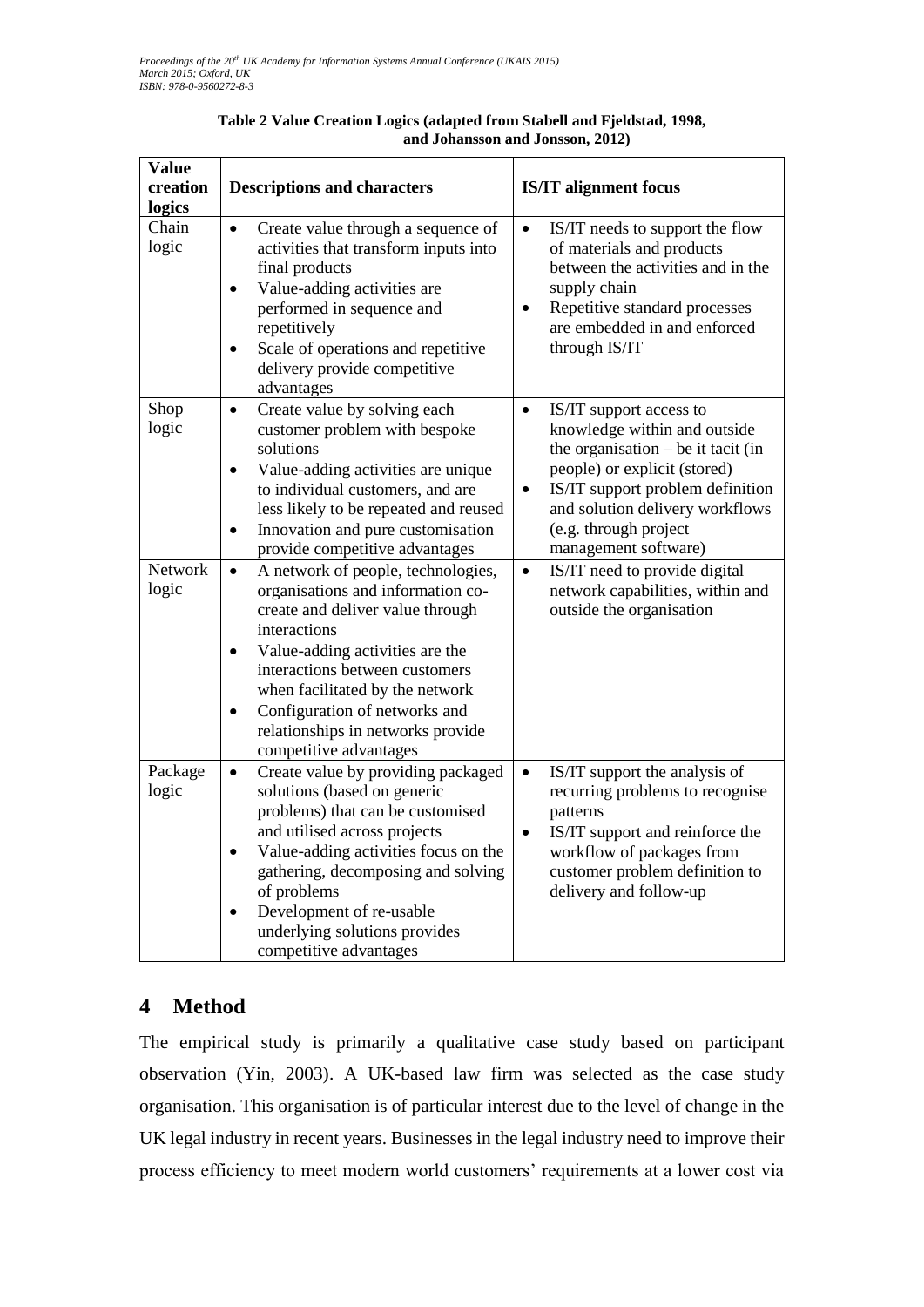**Table 2 Value Creation Logics (adapted from Stabell and Fjeldstad, 1998, and Johansson and Jonsson, 2012)**

| Value creation logics | Descriptions and characters | IS/IT alignment focus |
|---|---|---|
| Chain logic | • Create value through a sequence of activities that transform inputs into final products<br>• Value-adding activities are performed in sequence and repetitively<br>• Scale of operations and repetitive delivery provide competitive advantages | • IS/IT needs to support the flow of materials and products between the activities and in the supply chain<br>• Repetitive standard processes are embedded in and enforced through IS/IT |
| Shop logic | • Create value by solving each customer problem with bespoke solutions<br>• Value-adding activities are unique to individual customers, and are less likely to be repeated and reused<br>• Innovation and pure customisation provide competitive advantages | • IS/IT support access to knowledge within and outside the organisation – be it tacit (in people) or explicit (stored)<br>• IS/IT support problem definition and solution delivery workflows (e.g. through project management software) |
| Network logic | • A network of people, technologies, organisations and information co-create and deliver value through interactions<br>• Value-adding activities are the interactions between customers when facilitated by the network<br>• Configuration of networks and relationships in networks provide competitive advantages | • IS/IT need to provide digital network capabilities, within and outside the organisation |
| Package logic | • Create value by providing packaged solutions (based on generic problems) that can be customised and utilised across projects<br>• Value-adding activities focus on the gathering, decomposing and solving of problems<br>• Development of re-usable underlying solutions provides competitive advantages | • IS/IT support the analysis of recurring problems to recognise patterns<br>• IS/IT support and reinforce the workflow of packages from customer problem definition to delivery and follow-up |

# 4 Method

The empirical study is primarily a qualitative case study based on participant observation (Yin, 2003). A UK-based law firm was selected as the case study organisation. This organisation is of particular interest due to the level of change in the UK legal industry in recent years. Businesses in the legal industry need to improve their process efficiency to meet modern world customers' requirements at a lower cost via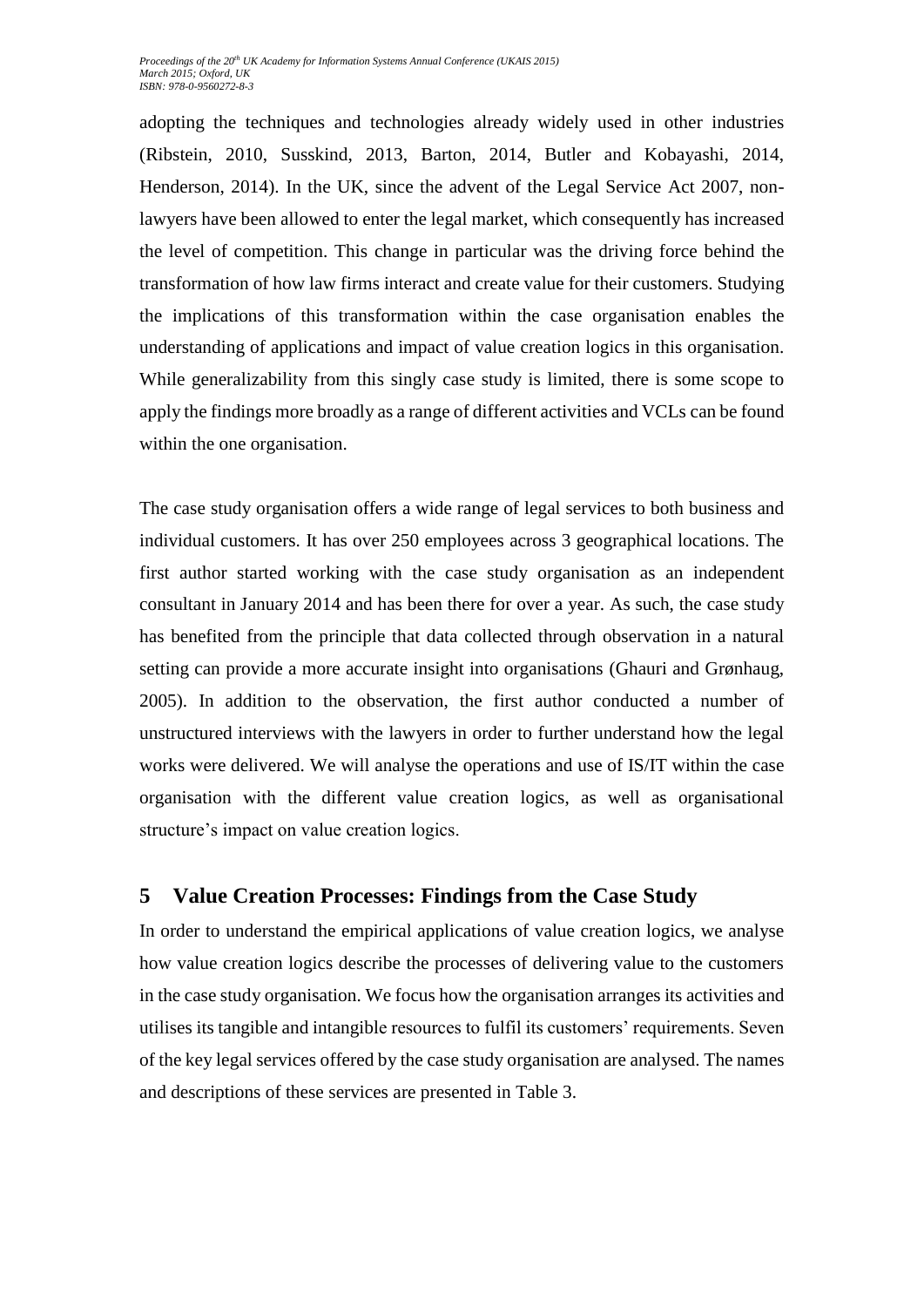adopting the techniques and technologies already widely used in other industries (Ribstein, 2010, Susskind, 2013, Barton, 2014, Butler and Kobayashi, 2014, Henderson, 2014). In the UK, since the advent of the Legal Service Act 2007, non-lawyers have been allowed to enter the legal market, which consequently has increased the level of competition. This change in particular was the driving force behind the transformation of how law firms interact and create value for their customers. Studying the implications of this transformation within the case organisation enables the understanding of applications and impact of value creation logics in this organisation. While generalizability from this singly case study is limited, there is some scope to apply the findings more broadly as a range of different activities and VCLs can be found within the one organisation.

The case study organisation offers a wide range of legal services to both business and individual customers. It has over 250 employees across 3 geographical locations. The first author started working with the case study organisation as an independent consultant in January 2014 and has been there for over a year. As such, the case study has benefited from the principle that data collected through observation in a natural setting can provide a more accurate insight into organisations (Ghauri and Grønhaug, 2005). In addition to the observation, the first author conducted a number of unstructured interviews with the lawyers in order to further understand how the legal works were delivered. We will analyse the operations and use of IS/IT within the case organisation with the different value creation logics, as well as organisational structure's impact on value creation logics.

## 5 Value Creation Processes: Findings from the Case Study

In order to understand the empirical applications of value creation logics, we analyse how value creation logics describe the processes of delivering value to the customers in the case study organisation. We focus how the organisation arranges its activities and utilises its tangible and intangible resources to fulfil its customers' requirements. Seven of the key legal services offered by the case study organisation are analysed. The names and descriptions of these services are presented in Table 3.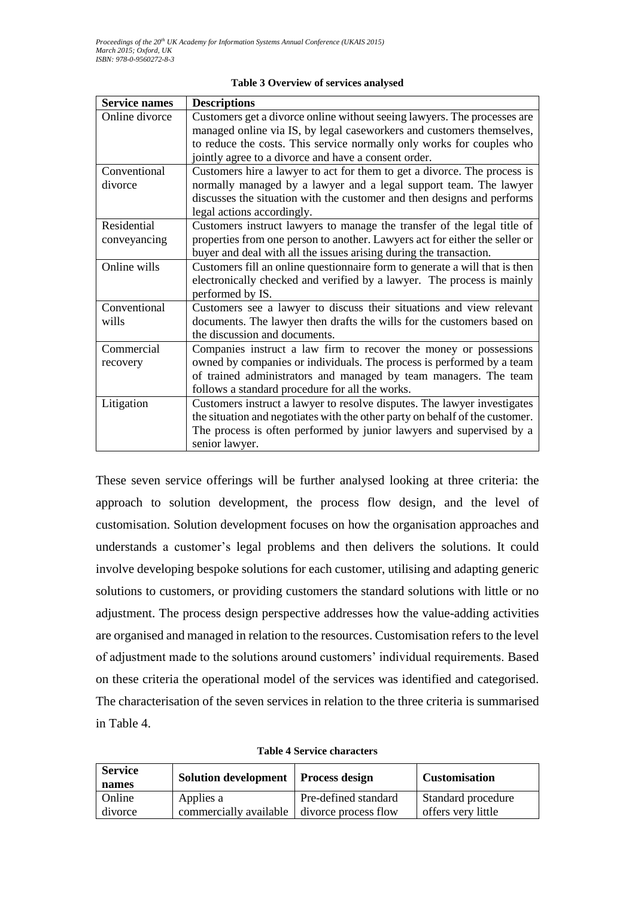**Table 3 Overview of services analysed**

| Service names | Descriptions |
|---|---|
| Online divorce | Customers get a divorce online without seeing lawyers. The processes are managed online via IS, by legal caseworkers and customers themselves, to reduce the costs. This service normally only works for couples who jointly agree to a divorce and have a consent order. |
| Conventional divorce | Customers hire a lawyer to act for them to get a divorce. The process is normally managed by a lawyer and a legal support team. The lawyer discusses the situation with the customer and then designs and performs legal actions accordingly. |
| Residential conveyancing | Customers instruct lawyers to manage the transfer of the legal title of properties from one person to another. Lawyers act for either the seller or buyer and deal with all the issues arising during the transaction. |
| Online wills | Customers fill an online questionnaire form to generate a will that is then electronically checked and verified by a lawyer. The process is mainly performed by IS. |
| Conventional wills | Customers see a lawyer to discuss their situations and view relevant documents. The lawyer then drafts the wills for the customers based on the discussion and documents. |
| Commercial recovery | Companies instruct a law firm to recover the money or possessions owned by companies or individuals. The process is performed by a team of trained administrators and managed by team managers. The team follows a standard procedure for all the works. |
| Litigation | Customers instruct a lawyer to resolve disputes. The lawyer investigates the situation and negotiates with the other party on behalf of the customer. The process is often performed by junior lawyers and supervised by a senior lawyer. |

These seven service offerings will be further analysed looking at three criteria: the approach to solution development, the process flow design, and the level of customisation. Solution development focuses on how the organisation approaches and understands a customer's legal problems and then delivers the solutions. It could involve developing bespoke solutions for each customer, utilising and adapting generic solutions to customers, or providing customers the standard solutions with little or no adjustment. The process design perspective addresses how the value-adding activities are organised and managed in relation to the resources. Customisation refers to the level of adjustment made to the solutions around customers' individual requirements. Based on these criteria the operational model of the services was identified and categorised. The characterisation of the seven services in relation to the three criteria is summarised in Table 4.

**Table 4 Service characters**

| Service names | Solution development | Process design | Customisation |
|---|---|---|---|
| Online divorce | Applies a commercially available | Pre-defined standard divorce process flow | Standard procedure offers very little |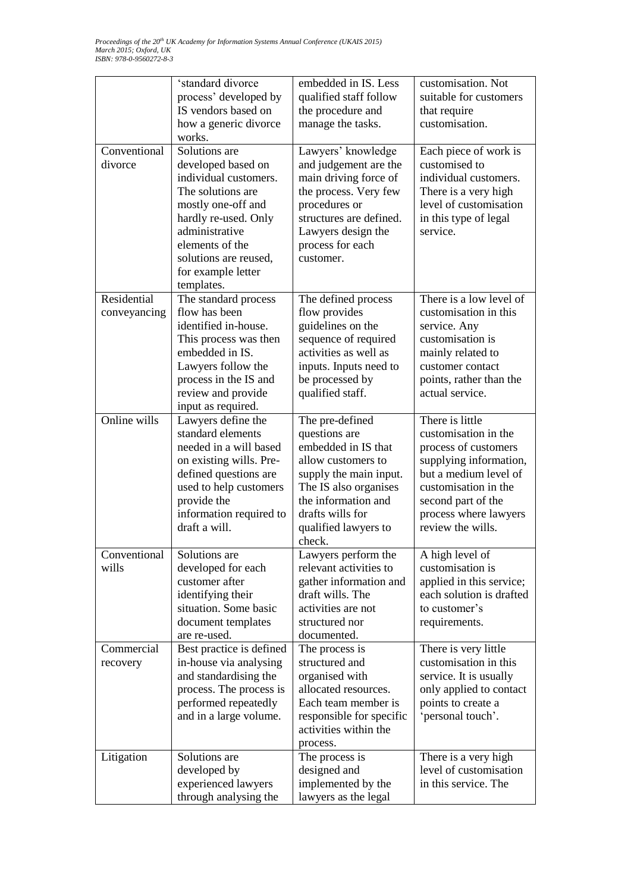| | 'standard divorce process' developed by IS vendors based on how a generic divorce works. | embedded in IS. Less qualified staff follow the procedure and manage the tasks. | customisation. Not suitable for customers that require customisation. |
|---|---|---|---|
| Conventional divorce | Solutions are developed based on individual customers. The solutions are mostly one-off and hardly re-used. Only administrative elements of the solutions are reused, for example letter templates. | Lawyers' knowledge and judgement are the main driving force of the process. Very few procedures or structures are defined. Lawyers design the process for each customer. | Each piece of work is customised to individual customers. There is a very high level of customisation in this type of legal service. |
| Residential conveyancing | The standard process flow has been identified in-house. This process was then embedded in IS. Lawyers follow the process in the IS and review and provide input as required. | The defined process flow provides guidelines on the sequence of required activities as well as inputs. Inputs need to be processed by qualified staff. | There is a low level of customisation in this service. Any customisation is mainly related to customer contact points, rather than the actual service. |
| Online wills | Lawyers define the standard elements needed in a will based on existing wills. Pre-defined questions are used to help customers provide the information required to draft a will. | The pre-defined questions are embedded in IS that allow customers to supply the main input. The IS also organises the information and drafts wills for qualified lawyers to check. | There is little customisation in the process of customers supplying information, but a medium level of customisation in the second part of the process where lawyers review the wills. |
| Conventional wills | Solutions are developed for each customer after identifying their situation. Some basic document templates are re-used. | Lawyers perform the relevant activities to gather information and draft wills. The activities are not structured nor documented. | A high level of customisation is applied in this service; each solution is drafted to customer's requirements. |
| Commercial recovery | Best practice is defined in-house via analysing and standardising the process. The process is performed repeatedly and in a large volume. | The process is structured and organised with allocated resources. Each team member is responsible for specific activities within the process. | There is very little customisation in this service. It is usually only applied to contact points to create a 'personal touch'. |
| Litigation | Solutions are developed by experienced lawyers through analysing the | The process is designed and implemented by the lawyers as the legal | There is a very high level of customisation in this service. The |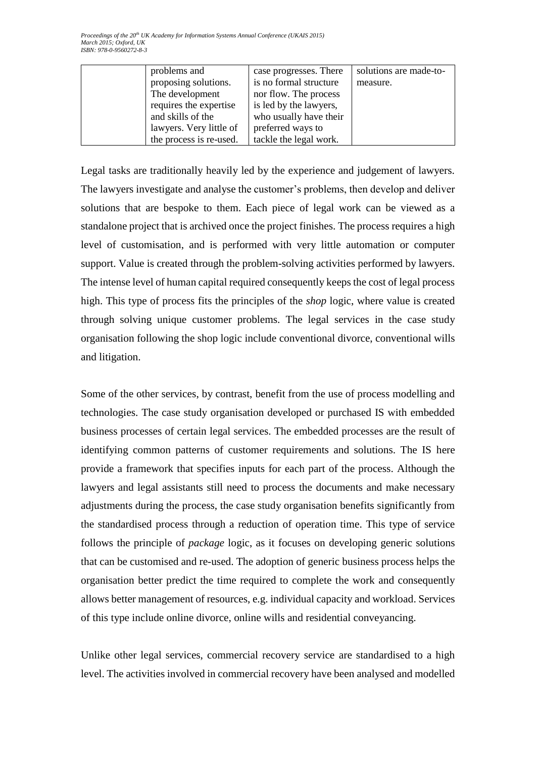|  | problems and proposing solutions. The development requires the expertise and skills of the lawyers. Very little of the process is re-used. | case progresses. There is no formal structure nor flow. The process is led by the lawyers, who usually have their preferred ways to tackle the legal work. | solutions are made-to-measure. |
|---|---|---|---|

Legal tasks are traditionally heavily led by the experience and judgement of lawyers. The lawyers investigate and analyse the customer's problems, then develop and deliver solutions that are bespoke to them. Each piece of legal work can be viewed as a standalone project that is archived once the project finishes. The process requires a high level of customisation, and is performed with very little automation or computer support. Value is created through the problem-solving activities performed by lawyers. The intense level of human capital required consequently keeps the cost of legal process high. This type of process fits the principles of the *shop* logic, where value is created through solving unique customer problems. The legal services in the case study organisation following the shop logic include conventional divorce, conventional wills and litigation.

Some of the other services, by contrast, benefit from the use of process modelling and technologies. The case study organisation developed or purchased IS with embedded business processes of certain legal services. The embedded processes are the result of identifying common patterns of customer requirements and solutions. The IS here provide a framework that specifies inputs for each part of the process. Although the lawyers and legal assistants still need to process the documents and make necessary adjustments during the process, the case study organisation benefits significantly from the standardised process through a reduction of operation time. This type of service follows the principle of *package* logic, as it focuses on developing generic solutions that can be customised and re-used. The adoption of generic business process helps the organisation better predict the time required to complete the work and consequently allows better management of resources, e.g. individual capacity and workload. Services of this type include online divorce, online wills and residential conveyancing.

Unlike other legal services, commercial recovery service are standardised to a high level. The activities involved in commercial recovery have been analysed and modelled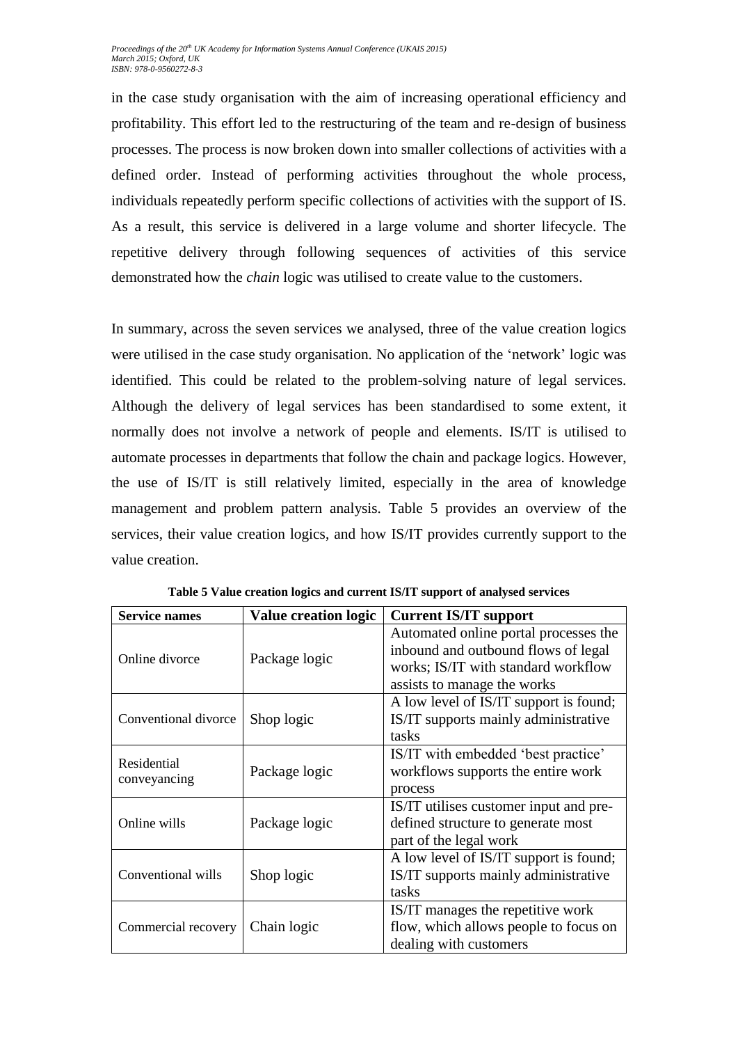in the case study organisation with the aim of increasing operational efficiency and profitability. This effort led to the restructuring of the team and re-design of business processes. The process is now broken down into smaller collections of activities with a defined order. Instead of performing activities throughout the whole process, individuals repeatedly perform specific collections of activities with the support of IS. As a result, this service is delivered in a large volume and shorter lifecycle. The repetitive delivery through following sequences of activities of this service demonstrated how the *chain* logic was utilised to create value to the customers.

In summary, across the seven services we analysed, three of the value creation logics were utilised in the case study organisation. No application of the 'network' logic was identified. This could be related to the problem-solving nature of legal services. Although the delivery of legal services has been standardised to some extent, it normally does not involve a network of people and elements. IS/IT is utilised to automate processes in departments that follow the chain and package logics. However, the use of IS/IT is still relatively limited, especially in the area of knowledge management and problem pattern analysis. Table 5 provides an overview of the services, their value creation logics, and how IS/IT provides currently support to the value creation.

**Table 5 Value creation logics and current IS/IT support of analysed services**

| Service names | Value creation logic | Current IS/IT support |
|---|---|---|
| Online divorce | Package logic | Automated online portal processes the inbound and outbound flows of legal works; IS/IT with standard workflow assists to manage the works |
| Conventional divorce | Shop logic | A low level of IS/IT support is found; IS/IT supports mainly administrative tasks |
| Residential conveyancing | Package logic | IS/IT with embedded 'best practice' workflows supports the entire work process |
| Online wills | Package logic | IS/IT utilises customer input and pre-defined structure to generate most part of the legal work |
| Conventional wills | Shop logic | A low level of IS/IT support is found; IS/IT supports mainly administrative tasks |
| Commercial recovery | Chain logic | IS/IT manages the repetitive work flow, which allows people to focus on dealing with customers |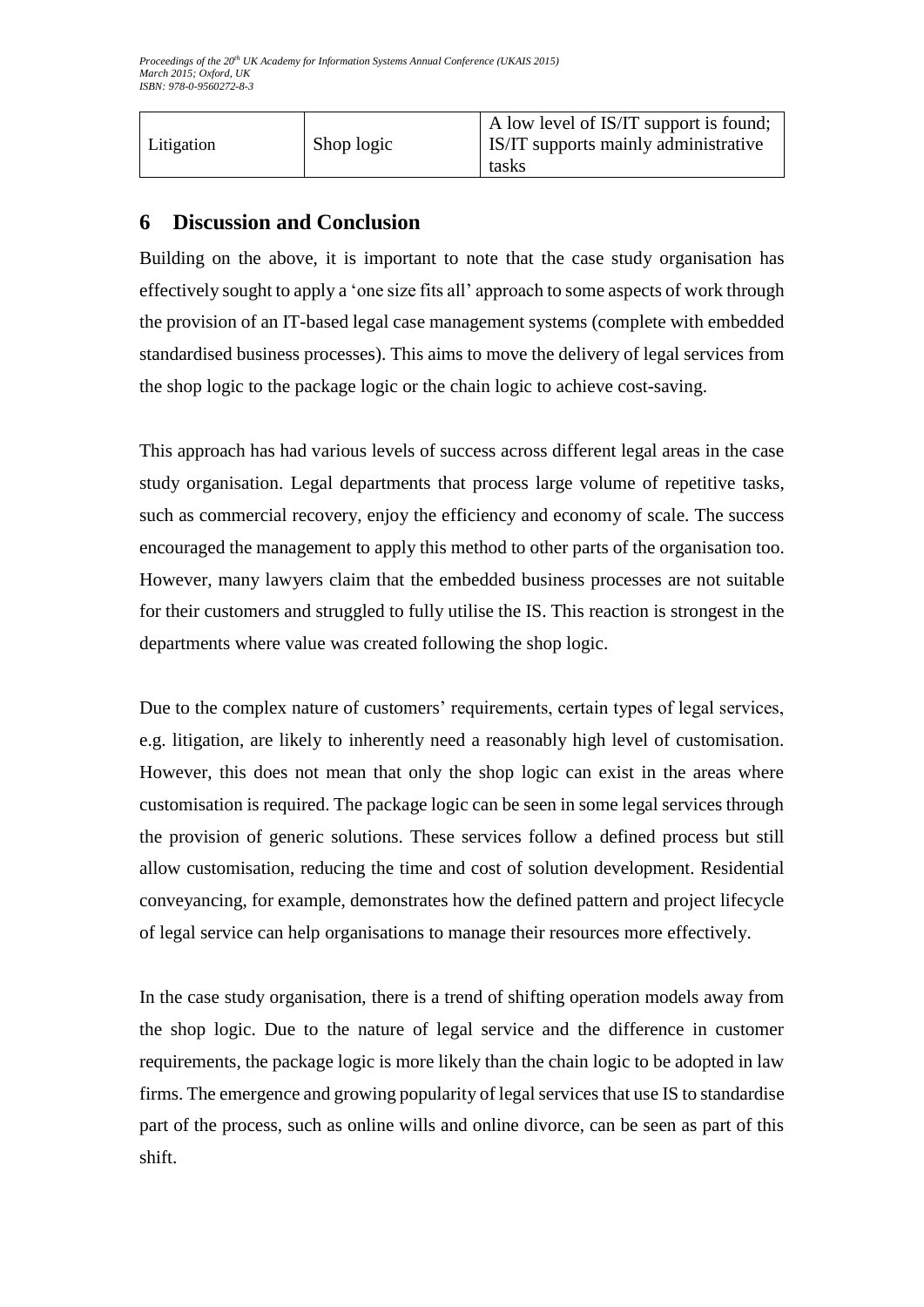| Litigation | Shop logic | A low level of IS/IT support is found; IS/IT supports mainly administrative tasks |
|---|---|---|

## 6 Discussion and Conclusion

Building on the above, it is important to note that the case study organisation has effectively sought to apply a 'one size fits all' approach to some aspects of work through the provision of an IT-based legal case management systems (complete with embedded standardised business processes). This aims to move the delivery of legal services from the shop logic to the package logic or the chain logic to achieve cost-saving.

This approach has had various levels of success across different legal areas in the case study organisation. Legal departments that process large volume of repetitive tasks, such as commercial recovery, enjoy the efficiency and economy of scale. The success encouraged the management to apply this method to other parts of the organisation too. However, many lawyers claim that the embedded business processes are not suitable for their customers and struggled to fully utilise the IS. This reaction is strongest in the departments where value was created following the shop logic.

Due to the complex nature of customers' requirements, certain types of legal services, e.g. litigation, are likely to inherently need a reasonably high level of customisation. However, this does not mean that only the shop logic can exist in the areas where customisation is required. The package logic can be seen in some legal services through the provision of generic solutions. These services follow a defined process but still allow customisation, reducing the time and cost of solution development. Residential conveyancing, for example, demonstrates how the defined pattern and project lifecycle of legal service can help organisations to manage their resources more effectively.

In the case study organisation, there is a trend of shifting operation models away from the shop logic. Due to the nature of legal service and the difference in customer requirements, the package logic is more likely than the chain logic to be adopted in law firms. The emergence and growing popularity of legal services that use IS to standardise part of the process, such as online wills and online divorce, can be seen as part of this shift.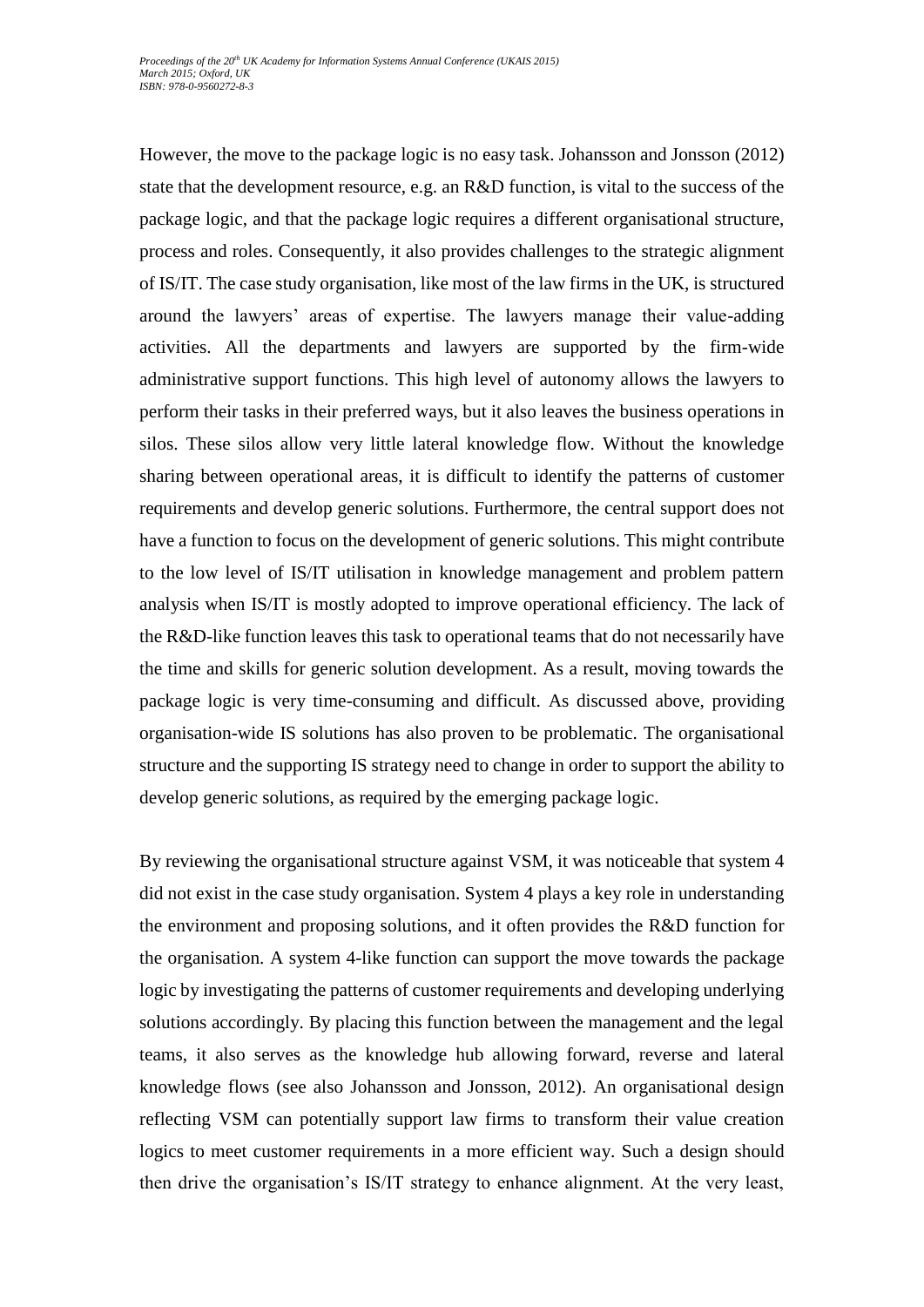However, the move to the package logic is no easy task. Johansson and Jonsson (2012) state that the development resource, e.g. an R&D function, is vital to the success of the package logic, and that the package logic requires a different organisational structure, process and roles. Consequently, it also provides challenges to the strategic alignment of IS/IT. The case study organisation, like most of the law firms in the UK, is structured around the lawyers' areas of expertise. The lawyers manage their value-adding activities. All the departments and lawyers are supported by the firm-wide administrative support functions. This high level of autonomy allows the lawyers to perform their tasks in their preferred ways, but it also leaves the business operations in silos. These silos allow very little lateral knowledge flow. Without the knowledge sharing between operational areas, it is difficult to identify the patterns of customer requirements and develop generic solutions. Furthermore, the central support does not have a function to focus on the development of generic solutions. This might contribute to the low level of IS/IT utilisation in knowledge management and problem pattern analysis when IS/IT is mostly adopted to improve operational efficiency. The lack of the R&D-like function leaves this task to operational teams that do not necessarily have the time and skills for generic solution development. As a result, moving towards the package logic is very time-consuming and difficult. As discussed above, providing organisation-wide IS solutions has also proven to be problematic. The organisational structure and the supporting IS strategy need to change in order to support the ability to develop generic solutions, as required by the emerging package logic.

By reviewing the organisational structure against VSM, it was noticeable that system 4 did not exist in the case study organisation. System 4 plays a key role in understanding the environment and proposing solutions, and it often provides the R&D function for the organisation. A system 4-like function can support the move towards the package logic by investigating the patterns of customer requirements and developing underlying solutions accordingly. By placing this function between the management and the legal teams, it also serves as the knowledge hub allowing forward, reverse and lateral knowledge flows (see also Johansson and Jonsson, 2012). An organisational design reflecting VSM can potentially support law firms to transform their value creation logics to meet customer requirements in a more efficient way. Such a design should then drive the organisation's IS/IT strategy to enhance alignment. At the very least,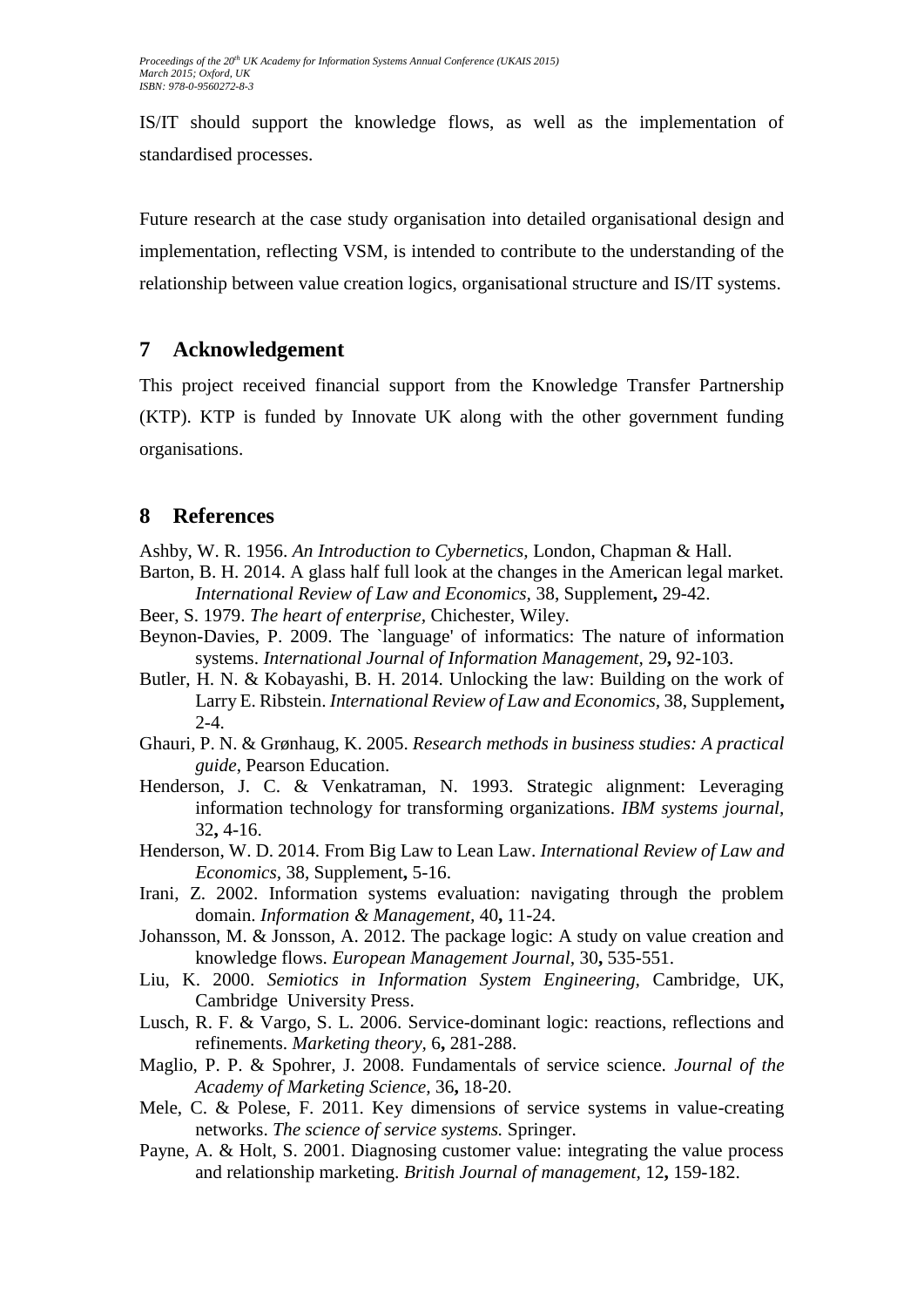IS/IT should support the knowledge flows, as well as the implementation of standardised processes.

Future research at the case study organisation into detailed organisational design and implementation, reflecting VSM, is intended to contribute to the understanding of the relationship between value creation logics, organisational structure and IS/IT systems.

## 7 Acknowledgement

This project received financial support from the Knowledge Transfer Partnership (KTP). KTP is funded by Innovate UK along with the other government funding organisations.

## 8 References

Ashby, W. R. 1956. *An Introduction to Cybernetics,* London, Chapman & Hall.

Barton, B. H. 2014. A glass half full look at the changes in the American legal market. *International Review of Law and Economics,* 38, Supplement**,** 29-42.

Beer, S. 1979. *The heart of enterprise,* Chichester, Wiley.

Beynon-Davies, P. 2009. The `language' of informatics: The nature of information systems. *International Journal of Information Management,* 29**,** 92-103.

Butler, H. N. & Kobayashi, B. H. 2014. Unlocking the law: Building on the work of Larry E. Ribstein. *International Review of Law and Economics,* 38, Supplement**,** 2-4.

Ghauri, P. N. & Grønhaug, K. 2005. *Research methods in business studies: A practical guide*, Pearson Education.

Henderson, J. C. & Venkatraman, N. 1993. Strategic alignment: Leveraging information technology for transforming organizations. *IBM systems journal,* 32**,** 4-16.

Henderson, W. D. 2014. From Big Law to Lean Law. *International Review of Law and Economics,* 38, Supplement**,** 5-16.

Irani, Z. 2002. Information systems evaluation: navigating through the problem domain. *Information & Management,* 40**,** 11-24.

Johansson, M. & Jonsson, A. 2012. The package logic: A study on value creation and knowledge flows. *European Management Journal,* 30**,** 535-551.

Liu, K. 2000. *Semiotics in Information System Engineering,* Cambridge, UK, Cambridge University Press.

Lusch, R. F. & Vargo, S. L. 2006. Service-dominant logic: reactions, reflections and refinements. *Marketing theory,* 6**,** 281-288.

Maglio, P. P. & Spohrer, J. 2008. Fundamentals of service science. *Journal of the Academy of Marketing Science,* 36**,** 18-20.

Mele, C. & Polese, F. 2011. Key dimensions of service systems in value-creating networks. *The science of service systems.* Springer.

Payne, A. & Holt, S. 2001. Diagnosing customer value: integrating the value process and relationship marketing. *British Journal of management,* 12**,** 159-182.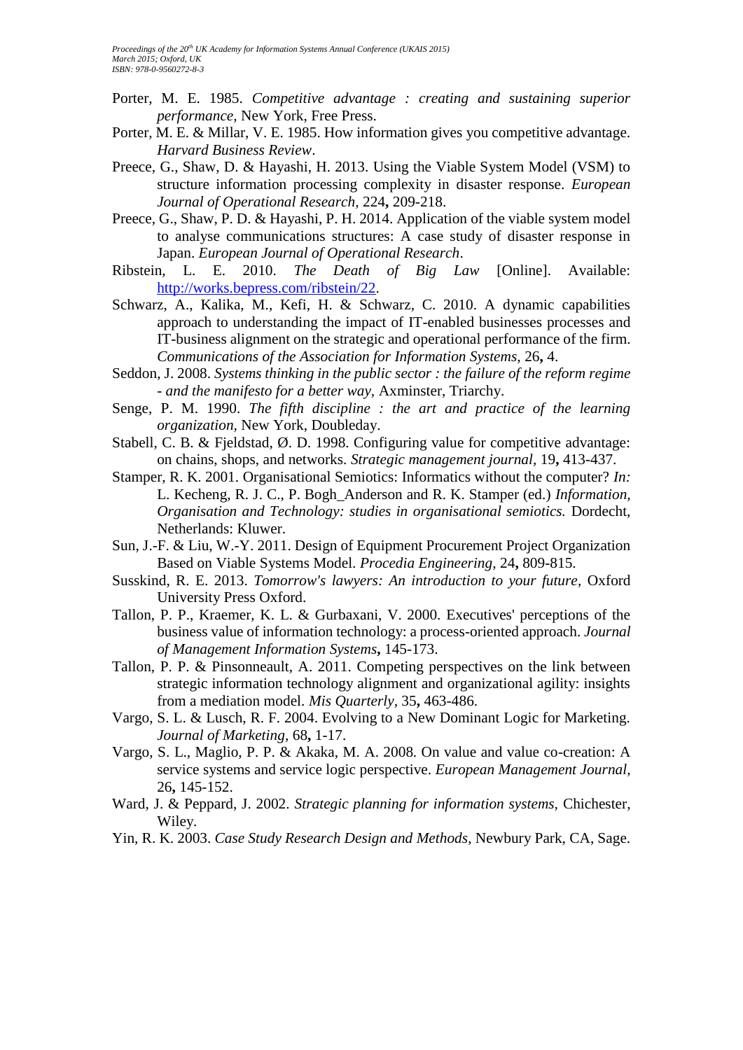Porter, M. E. 1985. *Competitive advantage : creating and sustaining superior performance,* New York, Free Press.

Porter, M. E. & Millar, V. E. 1985. How information gives you competitive advantage. *Harvard Business Review*.

Preece, G., Shaw, D. & Hayashi, H. 2013. Using the Viable System Model (VSM) to structure information processing complexity in disaster response. *European Journal of Operational Research,* 224**,** 209-218.

Preece, G., Shaw, P. D. & Hayashi, P. H. 2014. Application of the viable system model to analyse communications structures: A case study of disaster response in Japan. *European Journal of Operational Research*.

Ribstein, L. E. 2010. *The Death of Big Law* [Online]. Available: http://works.bepress.com/ribstein/22.

Schwarz, A., Kalika, M., Kefi, H. & Schwarz, C. 2010. A dynamic capabilities approach to understanding the impact of IT-enabled businesses processes and IT-business alignment on the strategic and operational performance of the firm. *Communications of the Association for Information Systems,* 26**,** 4.

Seddon, J. 2008. *Systems thinking in the public sector : the failure of the reform regime - and the manifesto for a better way,* Axminster, Triarchy.

Senge, P. M. 1990. *The fifth discipline : the art and practice of the learning organization,* New York, Doubleday.

Stabell, C. B. & Fjeldstad, Ø. D. 1998. Configuring value for competitive advantage: on chains, shops, and networks. *Strategic management journal,* 19**,** 413-437.

Stamper, R. K. 2001. Organisational Semiotics: Informatics without the computer? *In:* L. Kecheng, R. J. C., P. Bogh_Anderson and R. K. Stamper (ed.) *Information, Organisation and Technology: studies in organisational semiotics.* Dordecht, Netherlands: Kluwer.

Sun, J.-F. & Liu, W.-Y. 2011. Design of Equipment Procurement Project Organization Based on Viable Systems Model. *Procedia Engineering,* 24**,** 809-815.

Susskind, R. E. 2013. *Tomorrow's lawyers: An introduction to your future*, Oxford University Press Oxford.

Tallon, P. P., Kraemer, K. L. & Gurbaxani, V. 2000. Executives' perceptions of the business value of information technology: a process-oriented approach. *Journal of Management Information Systems***,** 145-173.

Tallon, P. P. & Pinsonneault, A. 2011. Competing perspectives on the link between strategic information technology alignment and organizational agility: insights from a mediation model. *Mis Quarterly,* 35**,** 463-486.

Vargo, S. L. & Lusch, R. F. 2004. Evolving to a New Dominant Logic for Marketing. *Journal of Marketing,* 68**,** 1-17.

Vargo, S. L., Maglio, P. P. & Akaka, M. A. 2008. On value and value co-creation: A service systems and service logic perspective. *European Management Journal,* 26**,** 145-152.

Ward, J. & Peppard, J. 2002. *Strategic planning for information systems,* Chichester, Wiley.

Yin, R. K. 2003. *Case Study Research Design and Methods,* Newbury Park, CA, Sage.